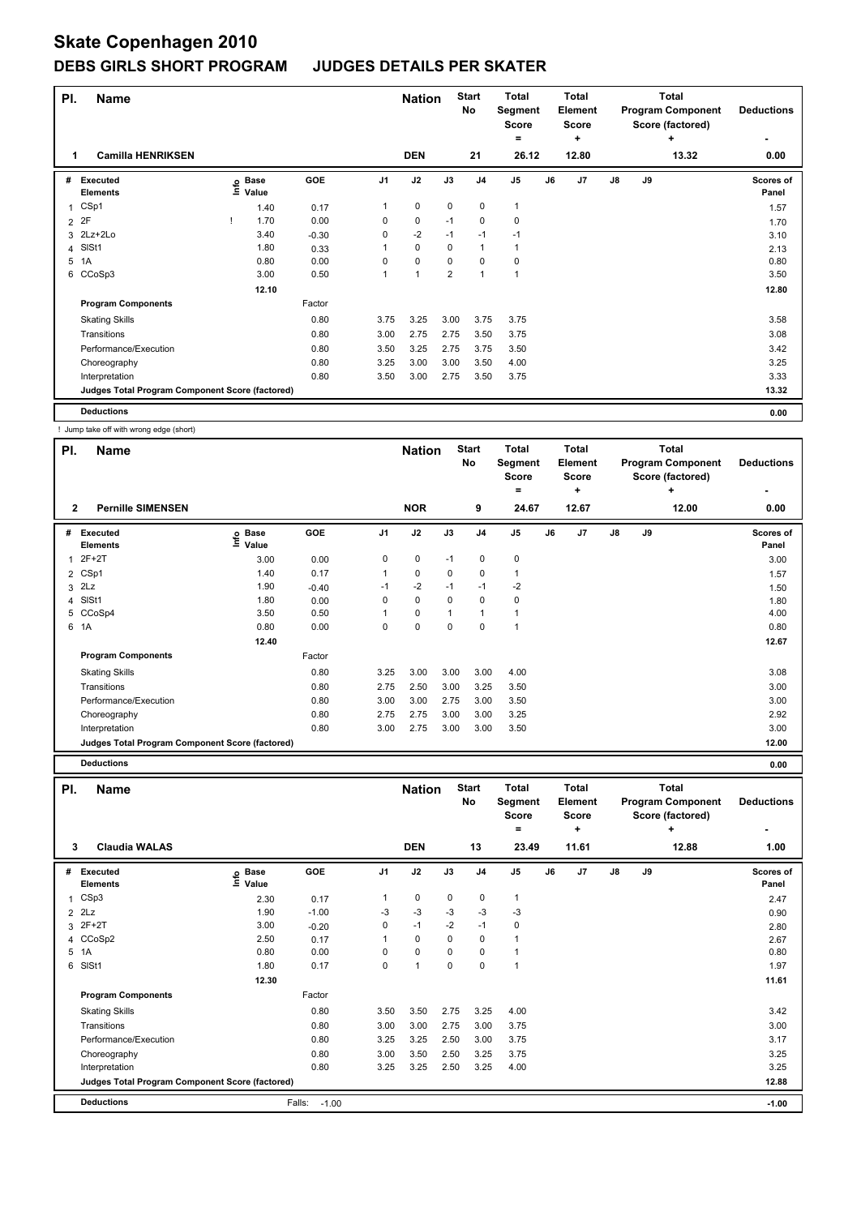# Skate Copenhagen 2010

## DEBS GIRLS SHORT PROGRAM JUDGES DETAILS PER SKATER

| Pl. | Name | Nation | Start No | Total Segment Score = | Total Element Score + | Total Program Component Score (factored) + | Deductions - |
|---|---|---|---|---|---|---|---|
| 1 | Camilla HENRIKSEN | DEN | 21 | 26.12 | 12.80 | 13.32 | 0.00 |

| # | Executed Elements | Info | Base Value | GOE | J1 | J2 | J3 | J4 | J5 | J6 | J7 | J8 | J9 | Scores of Panel |
|---|---|---|---|---|---|---|---|---|---|---|---|---|---|---|
| 1 | CSp1 | | 1.40 | 0.17 | 1 | 0 | 0 | 0 | 1 | | | | | 1.57 |
| 2 | 2F | ! | 1.70 | 0.00 | 0 | 0 | -1 | 0 | 0 | | | | | 1.70 |
| 3 | 2Lz+2Lo | | 3.40 | -0.30 | 0 | -2 | -1 | -1 | -1 | | | | | 3.10 |
| 4 | SlSt1 | | 1.80 | 0.33 | 1 | 0 | 0 | 1 | 1 | | | | | 2.13 |
| 5 | 1A | | 0.80 | 0.00 | 0 | 0 | 0 | 0 | 0 | | | | | 0.80 |
| 6 | CCoSp3 | | 3.00 | 0.50 | 1 | 1 | 2 | 1 | 1 | | | | | 3.50 |
| | | | 12.10 | | | | | | | | | | | 12.80 |
| | **Program Components** | | | Factor | | | | | | | | | | |
| | Skating Skills | | | 0.80 | 3.75 | 3.25 | 3.00 | 3.75 | 3.75 | | | | | 3.58 |
| | Transitions | | | 0.80 | 3.00 | 2.75 | 2.75 | 3.50 | 3.75 | | | | | 3.08 |
| | Performance/Execution | | | 0.80 | 3.50 | 3.25 | 2.75 | 3.75 | 3.50 | | | | | 3.42 |
| | Choreography | | | 0.80 | 3.25 | 3.00 | 3.00 | 3.50 | 4.00 | | | | | 3.25 |
| | Interpretation | | | 0.80 | 3.50 | 3.00 | 2.75 | 3.50 | 3.75 | | | | | 3.33 |
| | Judges Total Program Component Score (factored) | | | | | | | | | | | | | 13.32 |
| | **Deductions** | | | | | | | | | | | | | 0.00 |

! Jump take off with wrong edge (short)

| Pl. | Name | Nation | Start No | Total Segment Score = | Total Element Score + | Total Program Component Score (factored) + | Deductions - |
|---|---|---|---|---|---|---|---|
| 2 | Pernille SIMENSEN | NOR | 9 | 24.67 | 12.67 | 12.00 | 0.00 |

| # | Executed Elements | Info | Base Value | GOE | J1 | J2 | J3 | J4 | J5 | J6 | J7 | J8 | J9 | Scores of Panel |
|---|---|---|---|---|---|---|---|---|---|---|---|---|---|---|
| 1 | 2F+2T | | 3.00 | 0.00 | 0 | 0 | -1 | 0 | 0 | | | | | 3.00 |
| 2 | CSp1 | | 1.40 | 0.17 | 1 | 0 | 0 | 0 | 1 | | | | | 1.57 |
| 3 | 2Lz | | 1.90 | -0.40 | -1 | -2 | -1 | -1 | -2 | | | | | 1.50 |
| 4 | SlSt1 | | 1.80 | 0.00 | 0 | 0 | 0 | 0 | 0 | | | | | 1.80 |
| 5 | CCoSp4 | | 3.50 | 0.50 | 1 | 0 | 1 | 1 | 1 | | | | | 4.00 |
| 6 | 1A | | 0.80 | 0.00 | 0 | 0 | 0 | 0 | 1 | | | | | 0.80 |
| | | | 12.40 | | | | | | | | | | | 12.67 |
| | **Program Components** | | | Factor | | | | | | | | | | |
| | Skating Skills | | | 0.80 | 3.25 | 3.00 | 3.00 | 3.00 | 4.00 | | | | | 3.08 |
| | Transitions | | | 0.80 | 2.75 | 2.50 | 3.00 | 3.25 | 3.50 | | | | | 3.00 |
| | Performance/Execution | | | 0.80 | 3.00 | 3.00 | 2.75 | 3.00 | 3.50 | | | | | 3.00 |
| | Choreography | | | 0.80 | 2.75 | 2.75 | 3.00 | 3.00 | 3.25 | | | | | 2.92 |
| | Interpretation | | | 0.80 | 3.00 | 2.75 | 3.00 | 3.00 | 3.50 | | | | | 3.00 |
| | Judges Total Program Component Score (factored) | | | | | | | | | | | | | 12.00 |
| | **Deductions** | | | | | | | | | | | | | 0.00 |

| Pl. | Name | Nation | Start No | Total Segment Score = | Total Element Score + | Total Program Component Score (factored) + | Deductions - |
|---|---|---|---|---|---|---|---|
| 3 | Claudia WALAS | DEN | 13 | 23.49 | 11.61 | 12.88 | 1.00 |

| # | Executed Elements | Info | Base Value | GOE | J1 | J2 | J3 | J4 | J5 | J6 | J7 | J8 | J9 | Scores of Panel |
|---|---|---|---|---|---|---|---|---|---|---|---|---|---|---|
| 1 | CSp3 | | 2.30 | 0.17 | 1 | 0 | 0 | 0 | 1 | | | | | 2.47 |
| 2 | 2Lz | | 1.90 | -1.00 | -3 | -3 | -3 | -3 | -3 | | | | | 0.90 |
| 3 | 2F+2T | | 3.00 | -0.20 | 0 | -1 | -2 | -1 | 0 | | | | | 2.80 |
| 4 | CCoSp2 | | 2.50 | 0.17 | 1 | 0 | 0 | 0 | 1 | | | | | 2.67 |
| 5 | 1A | | 0.80 | 0.00 | 0 | 0 | 0 | 0 | 1 | | | | | 0.80 |
| 6 | SlSt1 | | 1.80 | 0.17 | 0 | 1 | 0 | 0 | 1 | | | | | 1.97 |
| | | | 12.30 | | | | | | | | | | | 11.61 |
| | **Program Components** | | | Factor | | | | | | | | | | |
| | Skating Skills | | | 0.80 | 3.50 | 3.50 | 2.75 | 3.25 | 4.00 | | | | | 3.42 |
| | Transitions | | | 0.80 | 3.00 | 3.00 | 2.75 | 3.00 | 3.75 | | | | | 3.00 |
| | Performance/Execution | | | 0.80 | 3.25 | 3.25 | 2.50 | 3.00 | 3.75 | | | | | 3.17 |
| | Choreography | | | 0.80 | 3.00 | 3.50 | 2.50 | 3.25 | 3.75 | | | | | 3.25 |
| | Interpretation | | | 0.80 | 3.25 | 3.25 | 2.50 | 3.25 | 4.00 | | | | | 3.25 |
| | Judges Total Program Component Score (factored) | | | | | | | | | | | | | 12.88 |
| | **Deductions** | | | Falls: -1.00 | | | | | | | | | | -1.00 |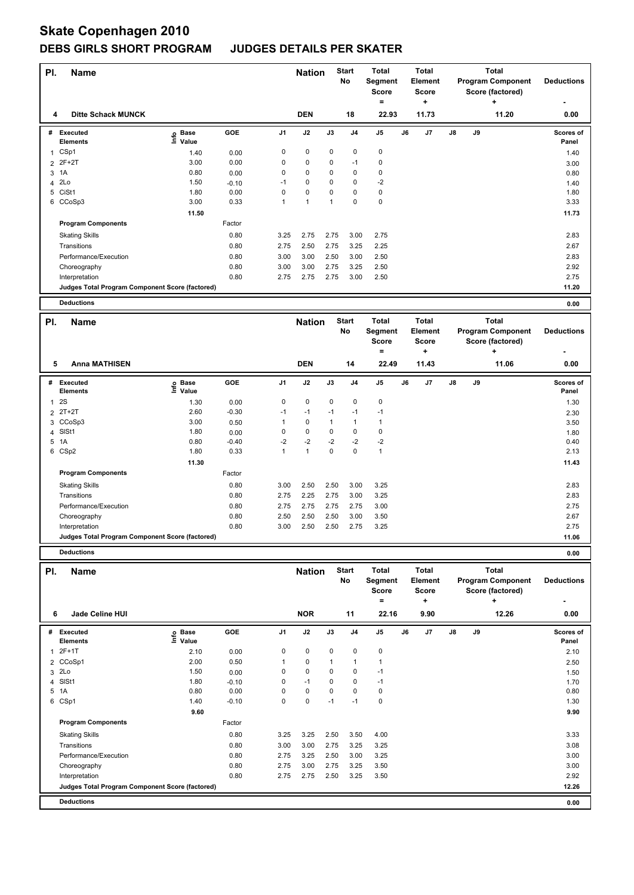# Skate Copenhagen 2010

## DEBS GIRLS SHORT PROGRAM JUDGES DETAILS PER SKATER

| Pl. | Name | Nation | Start No | Total Segment Score = | Total Element Score + | Total Program Component Score (factored) + | Deductions - |
|---|---|---|---|---|---|---|---|
| 4 | Ditte Schack MUNCK | DEN | 18 | 22.93 | 11.73 | 11.20 | 0.00 |

| # | Executed Elements | Info | Base Value | GOE | J1 | J2 | J3 | J4 | J5 | J6 | J7 | J8 | J9 | Scores of Panel |
|---|---|---|---|---|---|---|---|---|---|---|---|---|---|---|
| 1 | CSp1 | | 1.40 | 0.00 | 0 | 0 | 0 | 0 | 0 | | | | | 1.40 |
| 2 | 2F+2T | | 3.00 | 0.00 | 0 | 0 | 0 | -1 | 0 | | | | | 3.00 |
| 3 | 1A | | 0.80 | 0.00 | 0 | 0 | 0 | 0 | 0 | | | | | 0.80 |
| 4 | 2Lo | | 1.50 | -0.10 | -1 | 0 | 0 | 0 | -2 | | | | | 1.40 |
| 5 | CiSt1 | | 1.80 | 0.00 | 0 | 0 | 0 | 0 | 0 | | | | | 1.80 |
| 6 | CCoSp3 | | 3.00 | 0.33 | 1 | 1 | 1 | 0 | 0 | | | | | 3.33 |
| | | | 11.50 | | | | | | | | | | | 11.73 |
| | **Program Components** | | | Factor | | | | | | | | | | |
| | Skating Skills | | | 0.80 | 3.25 | 2.75 | 2.75 | 3.00 | 2.75 | | | | | 2.83 |
| | Transitions | | | 0.80 | 2.75 | 2.50 | 2.75 | 3.25 | 2.25 | | | | | 2.67 |
| | Performance/Execution | | | 0.80 | 3.00 | 3.00 | 2.50 | 3.00 | 2.50 | | | | | 2.83 |
| | Choreography | | | 0.80 | 3.00 | 3.00 | 2.75 | 3.25 | 2.50 | | | | | 2.92 |
| | Interpretation | | | 0.80 | 2.75 | 2.75 | 2.75 | 3.00 | 2.50 | | | | | 2.75 |
| | Judges Total Program Component Score (factored) | | | | | | | | | | | | | 11.20 |
| | **Deductions** | | | | | | | | | | | | | 0.00 |

| Pl. | Name | Nation | Start No | Total Segment Score = | Total Element Score + | Total Program Component Score (factored) + | Deductions - |
|---|---|---|---|---|---|---|---|
| 5 | Anna MATHISEN | DEN | 14 | 22.49 | 11.43 | 11.06 | 0.00 |

| # | Executed Elements | Info | Base Value | GOE | J1 | J2 | J3 | J4 | J5 | J6 | J7 | J8 | J9 | Scores of Panel |
|---|---|---|---|---|---|---|---|---|---|---|---|---|---|---|
| 1 | 2S | | 1.30 | 0.00 | 0 | 0 | 0 | 0 | 0 | | | | | 1.30 |
| 2 | 2T+2T | | 2.60 | -0.30 | -1 | -1 | -1 | -1 | -1 | | | | | 2.30 |
| 3 | CCoSp3 | | 3.00 | 0.50 | 1 | 0 | 1 | 1 | 1 | | | | | 3.50 |
| 4 | SlSt1 | | 1.80 | 0.00 | 0 | 0 | 0 | 0 | 0 | | | | | 1.80 |
| 5 | 1A | | 0.80 | -0.40 | -2 | -2 | -2 | -2 | -2 | | | | | 0.40 |
| 6 | CSp2 | | 1.80 | 0.33 | 1 | 1 | 0 | 0 | 1 | | | | | 2.13 |
| | | | 11.30 | | | | | | | | | | | 11.43 |
| | **Program Components** | | | Factor | | | | | | | | | | |
| | Skating Skills | | | 0.80 | 3.00 | 2.50 | 2.50 | 3.00 | 3.25 | | | | | 2.83 |
| | Transitions | | | 0.80 | 2.75 | 2.25 | 2.75 | 3.00 | 3.25 | | | | | 2.83 |
| | Performance/Execution | | | 0.80 | 2.75 | 2.75 | 2.75 | 2.75 | 3.00 | | | | | 2.75 |
| | Choreography | | | 0.80 | 2.50 | 2.50 | 2.50 | 3.00 | 3.50 | | | | | 2.67 |
| | Interpretation | | | 0.80 | 3.00 | 2.50 | 2.50 | 2.75 | 3.25 | | | | | 2.75 |
| | Judges Total Program Component Score (factored) | | | | | | | | | | | | | 11.06 |
| | **Deductions** | | | | | | | | | | | | | 0.00 |

| Pl. | Name | Nation | Start No | Total Segment Score = | Total Element Score + | Total Program Component Score (factored) + | Deductions - |
|---|---|---|---|---|---|---|---|
| 6 | Jade Celine HUI | NOR | 11 | 22.16 | 9.90 | 12.26 | 0.00 |

| # | Executed Elements | Info | Base Value | GOE | J1 | J2 | J3 | J4 | J5 | J6 | J7 | J8 | J9 | Scores of Panel |
|---|---|---|---|---|---|---|---|---|---|---|---|---|---|---|
| 1 | 2F+1T | | 2.10 | 0.00 | 0 | 0 | 0 | 0 | 0 | | | | | 2.10 |
| 2 | CCoSp1 | | 2.00 | 0.50 | 1 | 0 | 1 | 1 | 1 | | | | | 2.50 |
| 3 | 2Lo | | 1.50 | 0.00 | 0 | 0 | 0 | 0 | -1 | | | | | 1.50 |
| 4 | SlSt1 | | 1.80 | -0.10 | 0 | -1 | 0 | 0 | -1 | | | | | 1.70 |
| 5 | 1A | | 0.80 | 0.00 | 0 | 0 | 0 | 0 | 0 | | | | | 0.80 |
| 6 | CSp1 | | 1.40 | -0.10 | 0 | 0 | -1 | -1 | 0 | | | | | 1.30 |
| | | | 9.60 | | | | | | | | | | | 9.90 |
| | **Program Components** | | | Factor | | | | | | | | | | |
| | Skating Skills | | | 0.80 | 3.25 | 3.25 | 2.50 | 3.50 | 4.00 | | | | | 3.33 |
| | Transitions | | | 0.80 | 3.00 | 3.00 | 2.75 | 3.25 | 3.25 | | | | | 3.08 |
| | Performance/Execution | | | 0.80 | 2.75 | 3.25 | 2.50 | 3.00 | 3.25 | | | | | 3.00 |
| | Choreography | | | 0.80 | 2.75 | 3.00 | 2.75 | 3.25 | 3.50 | | | | | 3.00 |
| | Interpretation | | | 0.80 | 2.75 | 2.75 | 2.50 | 3.25 | 3.50 | | | | | 2.92 |
| | Judges Total Program Component Score (factored) | | | | | | | | | | | | | 12.26 |
| | **Deductions** | | | | | | | | | | | | | 0.00 |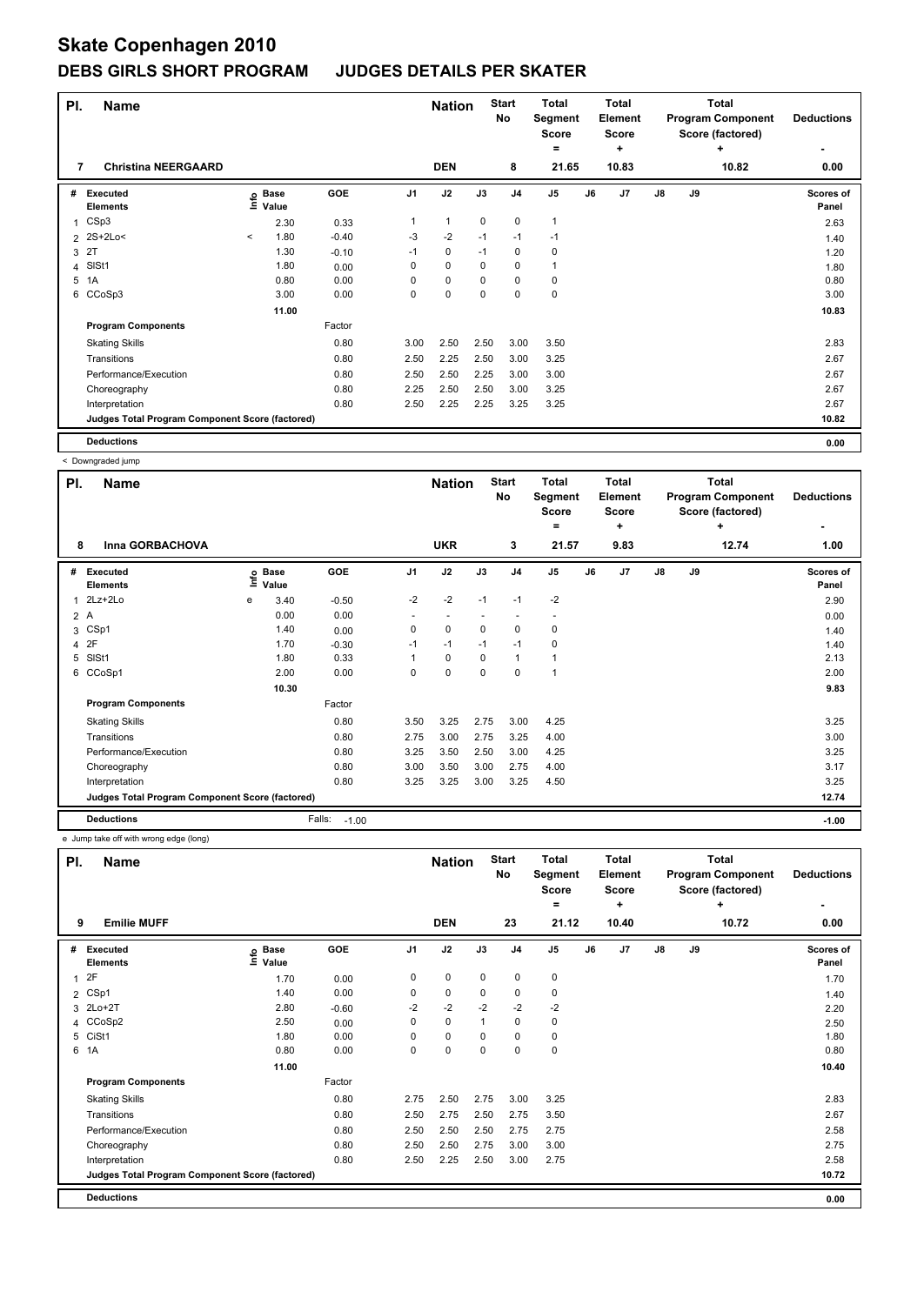# Skate Copenhagen 2010

## DEBS GIRLS SHORT PROGRAM JUDGES DETAILS PER SKATER

| Pl. | Name | Nation | Start No | Total Segment Score = | Total Element Score + | Total Program Component Score (factored) + | Deductions - |
|---|---|---|---|---|---|---|---|
| 7 | Christina NEERGAARD | DEN | 8 | 21.65 | 10.83 | 10.82 | 0.00 |

| # | Executed Elements | Info | Base Value | GOE | J1 | J2 | J3 | J4 | J5 | J6 | J7 | J8 | J9 | Scores of Panel |
|---|---|---|---|---|---|---|---|---|---|---|---|---|---|---|
| 1 | CSp3 | | 2.30 | 0.33 | 1 | 1 | 0 | 0 | 1 | | | | | 2.63 |
| 2 | 2S+2Lo< | < | 1.80 | -0.40 | -3 | -2 | -1 | -1 | -1 | | | | | 1.40 |
| 3 | 2T | | 1.30 | -0.10 | -1 | 0 | -1 | 0 | 0 | | | | | 1.20 |
| 4 | SlSt1 | | 1.80 | 0.00 | 0 | 0 | 0 | 0 | 1 | | | | | 1.80 |
| 5 | 1A | | 0.80 | 0.00 | 0 | 0 | 0 | 0 | 0 | | | | | 0.80 |
| 6 | CCoSp3 | | 3.00 | 0.00 | 0 | 0 | 0 | 0 | 0 | | | | | 3.00 |
| | | | 11.00 | | | | | | | | | | | 10.83 |

| Program Components | Factor | J1 | J2 | J3 | J4 | J5 | J6 | J7 | J8 | J9 | Scores of Panel |
|---|---|---|---|---|---|---|---|---|---|---|---|
| Skating Skills | 0.80 | 3.00 | 2.50 | 2.50 | 3.00 | 3.50 | | | | | 2.83 |
| Transitions | 0.80 | 2.50 | 2.25 | 2.50 | 3.00 | 3.25 | | | | | 2.67 |
| Performance/Execution | 0.80 | 2.50 | 2.50 | 2.25 | 3.00 | 3.00 | | | | | 2.67 |
| Choreography | 0.80 | 2.25 | 2.50 | 2.50 | 3.00 | 3.25 | | | | | 2.67 |
| Interpretation | 0.80 | 2.50 | 2.25 | 2.25 | 3.25 | 3.25 | | | | | 2.67 |
| Judges Total Program Component Score (factored) | | | | | | | | | | | 10.82 |

**Deductions** 0.00

< Downgraded jump

| Pl. | Name | Nation | Start No | Total Segment Score = | Total Element Score + | Total Program Component Score (factored) + | Deductions - |
|---|---|---|---|---|---|---|---|
| 8 | Inna GORBACHOVA | UKR | 3 | 21.57 | 9.83 | 12.74 | 1.00 |

| # | Executed Elements | Info | Base Value | GOE | J1 | J2 | J3 | J4 | J5 | J6 | J7 | J8 | J9 | Scores of Panel |
|---|---|---|---|---|---|---|---|---|---|---|---|---|---|---|
| 1 | 2Lz+2Lo | e | 3.40 | -0.50 | -2 | -2 | -1 | -1 | -2 | | | | | 2.90 |
| 2 | A | | 0.00 | 0.00 | - | - | - | - | - | | | | | 0.00 |
| 3 | CSp1 | | 1.40 | 0.00 | 0 | 0 | 0 | 0 | 0 | | | | | 1.40 |
| 4 | 2F | | 1.70 | -0.30 | -1 | -1 | -1 | -1 | 0 | | | | | 1.40 |
| 5 | SlSt1 | | 1.80 | 0.33 | 1 | 0 | 0 | 1 | 1 | | | | | 2.13 |
| 6 | CCoSp1 | | 2.00 | 0.00 | 0 | 0 | 0 | 0 | 1 | | | | | 2.00 |
| | | | 10.30 | | | | | | | | | | | 9.83 |

| Program Components | Factor | J1 | J2 | J3 | J4 | J5 | J6 | J7 | J8 | J9 | Scores of Panel |
|---|---|---|---|---|---|---|---|---|---|---|---|
| Skating Skills | 0.80 | 3.50 | 3.25 | 2.75 | 3.00 | 4.25 | | | | | 3.25 |
| Transitions | 0.80 | 2.75 | 3.00 | 2.75 | 3.25 | 4.00 | | | | | 3.00 |
| Performance/Execution | 0.80 | 3.25 | 3.50 | 2.50 | 3.00 | 4.25 | | | | | 3.25 |
| Choreography | 0.80 | 3.00 | 3.50 | 3.00 | 2.75 | 4.00 | | | | | 3.17 |
| Interpretation | 0.80 | 3.25 | 3.25 | 3.00 | 3.25 | 4.50 | | | | | 3.25 |
| Judges Total Program Component Score (factored) | | | | | | | | | | | 12.74 |

**Deductions** Falls: -1.00 -1.00

e Jump take off with wrong edge (long)

| Pl. | Name | Nation | Start No | Total Segment Score = | Total Element Score + | Total Program Component Score (factored) + | Deductions - |
|---|---|---|---|---|---|---|---|
| 9 | Emilie MUFF | DEN | 23 | 21.12 | 10.40 | 10.72 | 0.00 |

| # | Executed Elements | Info | Base Value | GOE | J1 | J2 | J3 | J4 | J5 | J6 | J7 | J8 | J9 | Scores of Panel |
|---|---|---|---|---|---|---|---|---|---|---|---|---|---|---|
| 1 | 2F | | 1.70 | 0.00 | 0 | 0 | 0 | 0 | 0 | | | | | 1.70 |
| 2 | CSp1 | | 1.40 | 0.00 | 0 | 0 | 0 | 0 | 0 | | | | | 1.40 |
| 3 | 2Lo+2T | | 2.80 | -0.60 | -2 | -2 | -2 | -2 | -2 | | | | | 2.20 |
| 4 | CCoSp2 | | 2.50 | 0.00 | 0 | 0 | 1 | 0 | 0 | | | | | 2.50 |
| 5 | CiSt1 | | 1.80 | 0.00 | 0 | 0 | 0 | 0 | 0 | | | | | 1.80 |
| 6 | 1A | | 0.80 | 0.00 | 0 | 0 | 0 | 0 | 0 | | | | | 0.80 |
| | | | 11.00 | | | | | | | | | | | 10.40 |

| Program Components | Factor | J1 | J2 | J3 | J4 | J5 | J6 | J7 | J8 | J9 | Scores of Panel |
|---|---|---|---|---|---|---|---|---|---|---|---|
| Skating Skills | 0.80 | 2.75 | 2.50 | 2.75 | 3.00 | 3.25 | | | | | 2.83 |
| Transitions | 0.80 | 2.50 | 2.75 | 2.50 | 2.75 | 3.50 | | | | | 2.67 |
| Performance/Execution | 0.80 | 2.50 | 2.50 | 2.50 | 2.75 | 2.75 | | | | | 2.58 |
| Choreography | 0.80 | 2.50 | 2.50 | 2.75 | 3.00 | 3.00 | | | | | 2.75 |
| Interpretation | 0.80 | 2.50 | 2.25 | 2.50 | 3.00 | 2.75 | | | | | 2.58 |
| Judges Total Program Component Score (factored) | | | | | | | | | | | 10.72 |

**Deductions** 0.00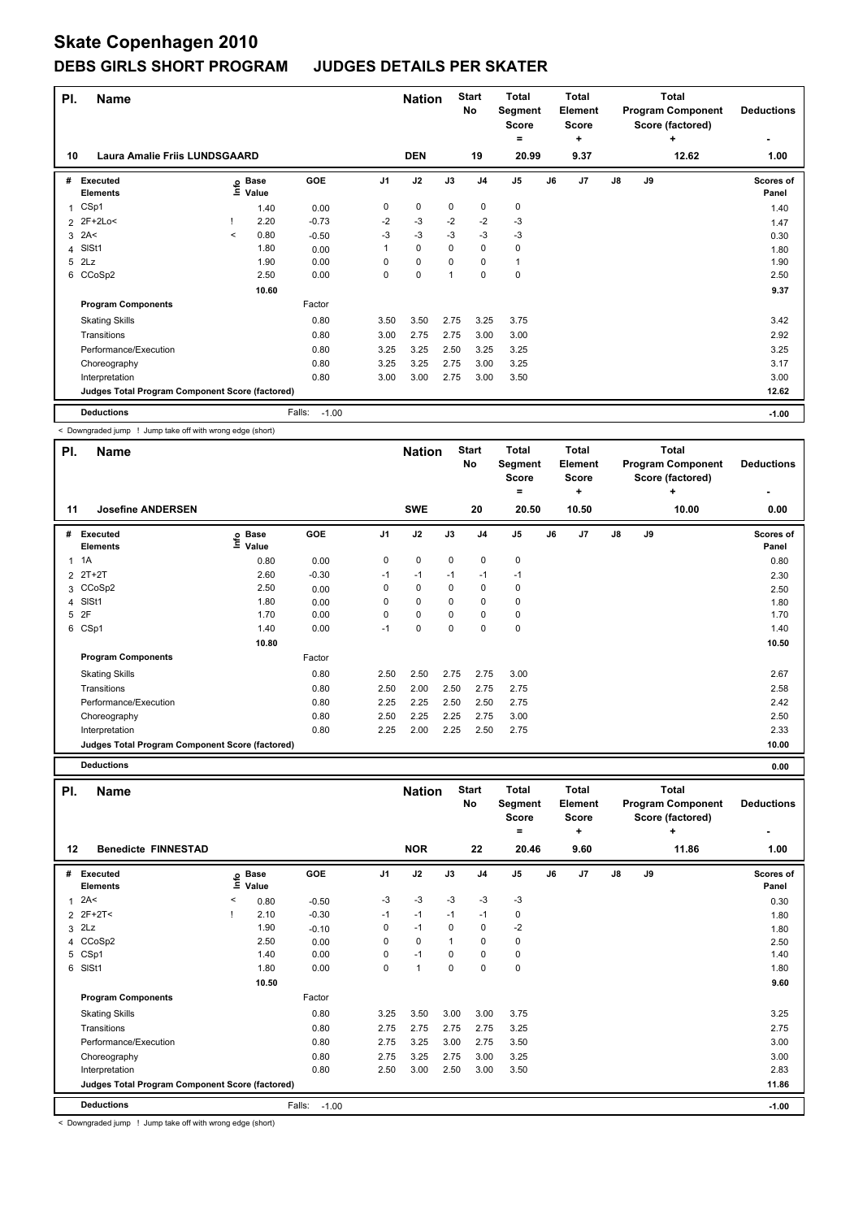# Skate Copenhagen 2010

## DEBS GIRLS SHORT PROGRAM JUDGES DETAILS PER SKATER

| Pl. | Name | Nation | Start No | Total Segment Score = | Total Element Score + | Total Program Component Score (factored) + | Deductions - |
|---|---|---|---|---|---|---|---|
| 10 | Laura Amalie Friis LUNDSGAARD | DEN | 19 | 20.99 | 9.37 | 12.62 | 1.00 |

| # | Executed Elements | Info | Base Value | GOE | J1 | J2 | J3 | J4 | J5 | J6 | J7 | J8 | J9 | Scores of Panel |
|---|---|---|---|---|---|---|---|---|---|---|---|---|---|---|
| 1 | CSp1 | | 1.40 | 0.00 | 0 | 0 | 0 | 0 | 0 | | | | | 1.40 |
| 2 | 2F+2Lo< | ! | 2.20 | -0.73 | -2 | -3 | -2 | -2 | -3 | | | | | 1.47 |
| 3 | 2A< | < | 0.80 | -0.50 | -3 | -3 | -3 | -3 | -3 | | | | | 0.30 |
| 4 | SlSt1 | | 1.80 | 0.00 | 1 | 0 | 0 | 0 | 0 | | | | | 1.80 |
| 5 | 2Lz | | 1.90 | 0.00 | 0 | 0 | 0 | 0 | 1 | | | | | 1.90 |
| 6 | CCoSp2 | | 2.50 | 0.00 | 0 | 0 | 1 | 0 | 0 | | | | | 2.50 |
| | | | 10.60 | | | | | | | | | | | 9.37 |
| | **Program Components** | | | Factor | | | | | | | | | | |
| | Skating Skills | | | 0.80 | 3.50 | 3.50 | 2.75 | 3.25 | 3.75 | | | | | 3.42 |
| | Transitions | | | 0.80 | 3.00 | 2.75 | 2.75 | 3.00 | 3.00 | | | | | 2.92 |
| | Performance/Execution | | | 0.80 | 3.25 | 3.25 | 2.50 | 3.25 | 3.25 | | | | | 3.25 |
| | Choreography | | | 0.80 | 3.25 | 3.25 | 2.75 | 3.00 | 3.25 | | | | | 3.17 |
| | Interpretation | | | 0.80 | 3.00 | 3.00 | 2.75 | 3.00 | 3.50 | | | | | 3.00 |
| | Judges Total Program Component Score (factored) | | | | | | | | | | | | | 12.62 |
| | **Deductions** | | | Falls: -1.00 | | | | | | | | | | -1.00 |

< Downgraded jump ! Jump take off with wrong edge (short)

| Pl. | Name | Nation | Start No | Total Segment Score = | Total Element Score + | Total Program Component Score (factored) + | Deductions - |
|---|---|---|---|---|---|---|---|
| 11 | Josefine ANDERSEN | SWE | 20 | 20.50 | 10.50 | 10.00 | 0.00 |

| # | Executed Elements | Info | Base Value | GOE | J1 | J2 | J3 | J4 | J5 | J6 | J7 | J8 | J9 | Scores of Panel |
|---|---|---|---|---|---|---|---|---|---|---|---|---|---|---|
| 1 | 1A | | 0.80 | 0.00 | 0 | 0 | 0 | 0 | 0 | | | | | 0.80 |
| 2 | 2T+2T | | 2.60 | -0.30 | -1 | -1 | -1 | -1 | -1 | | | | | 2.30 |
| 3 | CCoSp2 | | 2.50 | 0.00 | 0 | 0 | 0 | 0 | 0 | | | | | 2.50 |
| 4 | SlSt1 | | 1.80 | 0.00 | 0 | 0 | 0 | 0 | 0 | | | | | 1.80 |
| 5 | 2F | | 1.70 | 0.00 | 0 | 0 | 0 | 0 | 0 | | | | | 1.70 |
| 6 | CSp1 | | 1.40 | 0.00 | -1 | 0 | 0 | 0 | 0 | | | | | 1.40 |
| | | | 10.80 | | | | | | | | | | | 10.50 |
| | **Program Components** | | | Factor | | | | | | | | | | |
| | Skating Skills | | | 0.80 | 2.50 | 2.50 | 2.75 | 2.75 | 3.00 | | | | | 2.67 |
| | Transitions | | | 0.80 | 2.50 | 2.00 | 2.50 | 2.75 | 2.75 | | | | | 2.58 |
| | Performance/Execution | | | 0.80 | 2.25 | 2.25 | 2.50 | 2.50 | 2.75 | | | | | 2.42 |
| | Choreography | | | 0.80 | 2.50 | 2.25 | 2.25 | 2.75 | 3.00 | | | | | 2.50 |
| | Interpretation | | | 0.80 | 2.25 | 2.00 | 2.25 | 2.50 | 2.75 | | | | | 2.33 |
| | Judges Total Program Component Score (factored) | | | | | | | | | | | | | 10.00 |
| | **Deductions** | | | | | | | | | | | | | 0.00 |

| Pl. | Name | Nation | Start No | Total Segment Score = | Total Element Score + | Total Program Component Score (factored) + | Deductions - |
|---|---|---|---|---|---|---|---|
| 12 | Benedicte FINNESTAD | NOR | 22 | 20.46 | 9.60 | 11.86 | 1.00 |

| # | Executed Elements | Info | Base Value | GOE | J1 | J2 | J3 | J4 | J5 | J6 | J7 | J8 | J9 | Scores of Panel |
|---|---|---|---|---|---|---|---|---|---|---|---|---|---|---|
| 1 | 2A< | < | 0.80 | -0.50 | -3 | -3 | -3 | -3 | -3 | | | | | 0.30 |
| 2 | 2F+2T< | ! | 2.10 | -0.30 | -1 | -1 | -1 | -1 | 0 | | | | | 1.80 |
| 3 | 2Lz | | 1.90 | -0.10 | 0 | -1 | 0 | 0 | -2 | | | | | 1.80 |
| 4 | CCoSp2 | | 2.50 | 0.00 | 0 | 0 | 1 | 0 | 0 | | | | | 2.50 |
| 5 | CSp1 | | 1.40 | 0.00 | 0 | -1 | 0 | 0 | 0 | | | | | 1.40 |
| 6 | SlSt1 | | 1.80 | 0.00 | 0 | 1 | 0 | 0 | 0 | | | | | 1.80 |
| | | | 10.50 | | | | | | | | | | | 9.60 |
| | **Program Components** | | | Factor | | | | | | | | | | |
| | Skating Skills | | | 0.80 | 3.25 | 3.50 | 3.00 | 3.00 | 3.75 | | | | | 3.25 |
| | Transitions | | | 0.80 | 2.75 | 2.75 | 2.75 | 2.75 | 3.25 | | | | | 2.75 |
| | Performance/Execution | | | 0.80 | 2.75 | 3.25 | 3.00 | 2.75 | 3.50 | | | | | 3.00 |
| | Choreography | | | 0.80 | 2.75 | 3.25 | 2.75 | 3.00 | 3.25 | | | | | 3.00 |
| | Interpretation | | | 0.80 | 2.50 | 3.00 | 2.50 | 3.00 | 3.50 | | | | | 2.83 |
| | Judges Total Program Component Score (factored) | | | | | | | | | | | | | 11.86 |
| | **Deductions** | | | Falls: -1.00 | | | | | | | | | | -1.00 |

< Downgraded jump ! Jump take off with wrong edge (short)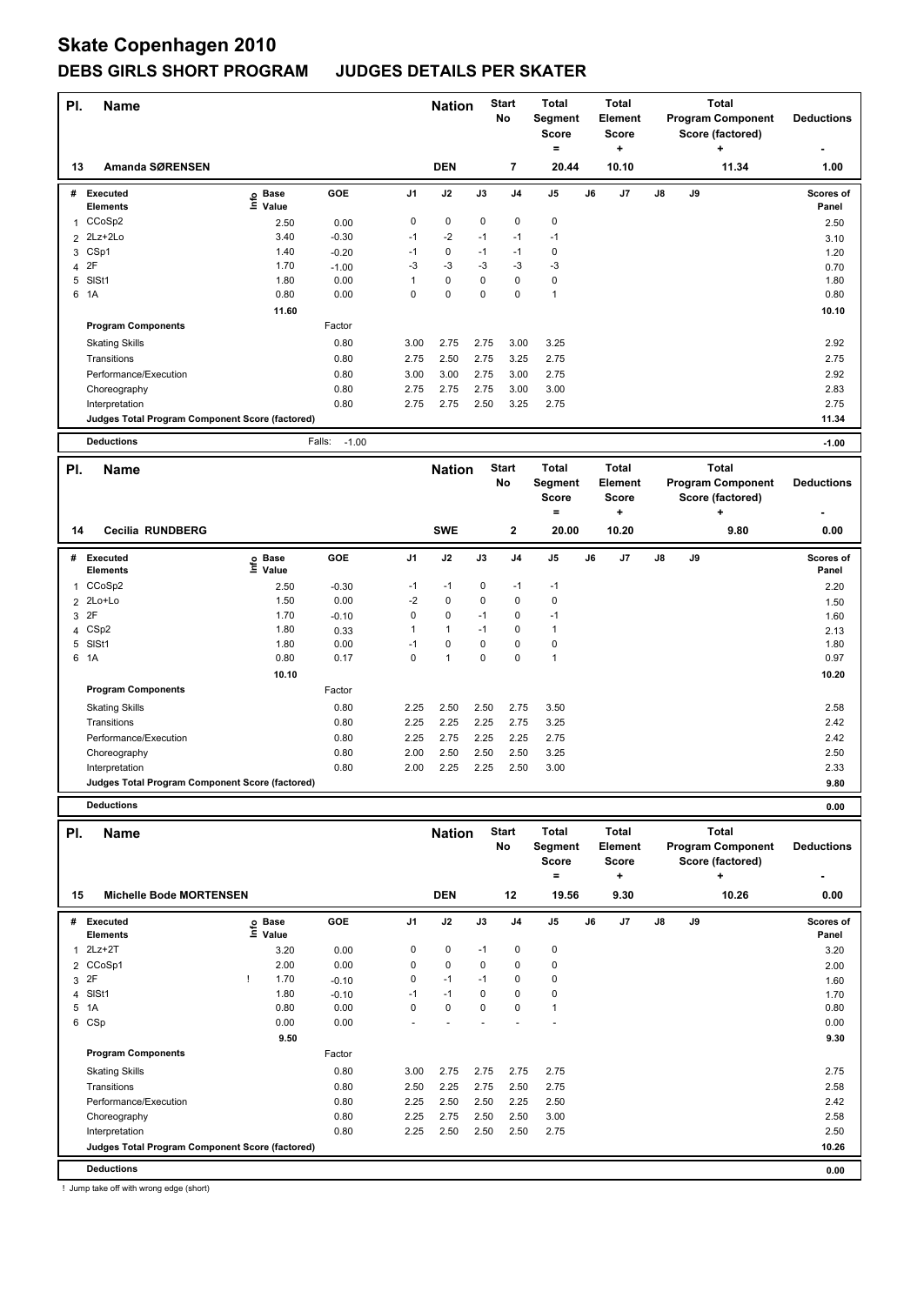# Skate Copenhagen 2010

## DEBS GIRLS SHORT PROGRAM JUDGES DETAILS PER SKATER

| Pl. | Name | Nation | Start No | Total Segment Score = | Total Element Score + | Total Program Component Score (factored) + | Deductions - |
|---|---|---|---|---|---|---|---|
| 13 | Amanda SØRENSEN | DEN | 7 | 20.44 | 10.10 | 11.34 | 1.00 |

| # | Executed Elements | Info | Base Value | GOE | J1 | J2 | J3 | J4 | J5 | J6 | J7 | J8 | J9 | Scores of Panel |
|---|---|---|---|---|---|---|---|---|---|---|---|---|---|---|
| 1 | CCoSp2 | | 2.50 | 0.00 | 0 | 0 | 0 | 0 | 0 | | | | | 2.50 |
| 2 | 2Lz+2Lo | | 3.40 | -0.30 | -1 | -2 | -1 | -1 | -1 | | | | | 3.10 |
| 3 | CSp1 | | 1.40 | -0.20 | -1 | 0 | -1 | -1 | 0 | | | | | 1.20 |
| 4 | 2F | | 1.70 | -1.00 | -3 | -3 | -3 | -3 | -3 | | | | | 0.70 |
| 5 | SlSt1 | | 1.80 | 0.00 | 1 | 0 | 0 | 0 | 0 | | | | | 1.80 |
| 6 | 1A | | 0.80 | 0.00 | 0 | 0 | 0 | 0 | 1 | | | | | 0.80 |
| | | | 11.60 | | | | | | | | | | | 10.10 |
| | **Program Components** | | | Factor | | | | | | | | | | |
| | Skating Skills | | | 0.80 | 3.00 | 2.75 | 2.75 | 3.00 | 3.25 | | | | | 2.92 |
| | Transitions | | | 0.80 | 2.75 | 2.50 | 2.75 | 3.25 | 2.75 | | | | | 2.75 |
| | Performance/Execution | | | 0.80 | 3.00 | 3.00 | 2.75 | 3.00 | 2.75 | | | | | 2.92 |
| | Choreography | | | 0.80 | 2.75 | 2.75 | 2.75 | 3.00 | 3.00 | | | | | 2.83 |
| | Interpretation | | | 0.80 | 2.75 | 2.75 | 2.50 | 3.25 | 2.75 | | | | | 2.75 |
| | Judges Total Program Component Score (factored) | | | | | | | | | | | | | 11.34 |
| | **Deductions** | | | Falls: -1.00 | | | | | | | | | | -1.00 |

| Pl. | Name | Nation | Start No | Total Segment Score = | Total Element Score + | Total Program Component Score (factored) + | Deductions - |
|---|---|---|---|---|---|---|---|
| 14 | Cecilia RUNDBERG | SWE | 2 | 20.00 | 10.20 | 9.80 | 0.00 |

| # | Executed Elements | Info | Base Value | GOE | J1 | J2 | J3 | J4 | J5 | J6 | J7 | J8 | J9 | Scores of Panel |
|---|---|---|---|---|---|---|---|---|---|---|---|---|---|---|
| 1 | CCoSp2 | | 2.50 | -0.30 | -1 | -1 | 0 | -1 | -1 | | | | | 2.20 |
| 2 | 2Lo+Lo | | 1.50 | 0.00 | -2 | 0 | 0 | 0 | 0 | | | | | 1.50 |
| 3 | 2F | | 1.70 | -0.10 | 0 | 0 | -1 | 0 | -1 | | | | | 1.60 |
| 4 | CSp2 | | 1.80 | 0.33 | 1 | 1 | -1 | 0 | 1 | | | | | 2.13 |
| 5 | SlSt1 | | 1.80 | 0.00 | -1 | 0 | 0 | 0 | 0 | | | | | 1.80 |
| 6 | 1A | | 0.80 | 0.17 | 0 | 1 | 0 | 0 | 1 | | | | | 0.97 |
| | | | 10.10 | | | | | | | | | | | 10.20 |
| | **Program Components** | | | Factor | | | | | | | | | | |
| | Skating Skills | | | 0.80 | 2.25 | 2.50 | 2.50 | 2.75 | 3.50 | | | | | 2.58 |
| | Transitions | | | 0.80 | 2.25 | 2.25 | 2.25 | 2.75 | 3.25 | | | | | 2.42 |
| | Performance/Execution | | | 0.80 | 2.25 | 2.75 | 2.25 | 2.25 | 2.75 | | | | | 2.42 |
| | Choreography | | | 0.80 | 2.00 | 2.50 | 2.50 | 2.50 | 3.25 | | | | | 2.50 |
| | Interpretation | | | 0.80 | 2.00 | 2.25 | 2.25 | 2.50 | 3.00 | | | | | 2.33 |
| | Judges Total Program Component Score (factored) | | | | | | | | | | | | | 9.80 |
| | **Deductions** | | | | | | | | | | | | | 0.00 |

| Pl. | Name | Nation | Start No | Total Segment Score = | Total Element Score + | Total Program Component Score (factored) + | Deductions - |
|---|---|---|---|---|---|---|---|
| 15 | Michelle Bode MORTENSEN | DEN | 12 | 19.56 | 9.30 | 10.26 | 0.00 |

| # | Executed Elements | Info | Base Value | GOE | J1 | J2 | J3 | J4 | J5 | J6 | J7 | J8 | J9 | Scores of Panel |
|---|---|---|---|---|---|---|---|---|---|---|---|---|---|---|
| 1 | 2Lz+2T | | 3.20 | 0.00 | 0 | 0 | -1 | 0 | 0 | | | | | 3.20 |
| 2 | CCoSp1 | | 2.00 | 0.00 | 0 | 0 | 0 | 0 | 0 | | | | | 2.00 |
| 3 | 2F | ! | 1.70 | -0.10 | 0 | -1 | -1 | 0 | 0 | | | | | 1.60 |
| 4 | SlSt1 | | 1.80 | -0.10 | -1 | -1 | 0 | 0 | 0 | | | | | 1.70 |
| 5 | 1A | | 0.80 | 0.00 | 0 | 0 | 0 | 0 | 1 | | | | | 0.80 |
| 6 | CSp | | 0.00 | 0.00 | - | - | - | - | - | | | | | 0.00 |
| | | | 9.50 | | | | | | | | | | | 9.30 |
| | **Program Components** | | | Factor | | | | | | | | | | |
| | Skating Skills | | | 0.80 | 3.00 | 2.75 | 2.75 | 2.75 | 2.75 | | | | | 2.75 |
| | Transitions | | | 0.80 | 2.50 | 2.25 | 2.75 | 2.50 | 2.75 | | | | | 2.58 |
| | Performance/Execution | | | 0.80 | 2.25 | 2.50 | 2.50 | 2.25 | 2.50 | | | | | 2.42 |
| | Choreography | | | 0.80 | 2.25 | 2.75 | 2.50 | 2.50 | 3.00 | | | | | 2.58 |
| | Interpretation | | | 0.80 | 2.25 | 2.50 | 2.50 | 2.50 | 2.75 | | | | | 2.50 |
| | Judges Total Program Component Score (factored) | | | | | | | | | | | | | 10.26 |
| | **Deductions** | | | | | | | | | | | | | 0.00 |

! Jump take off with wrong edge (short)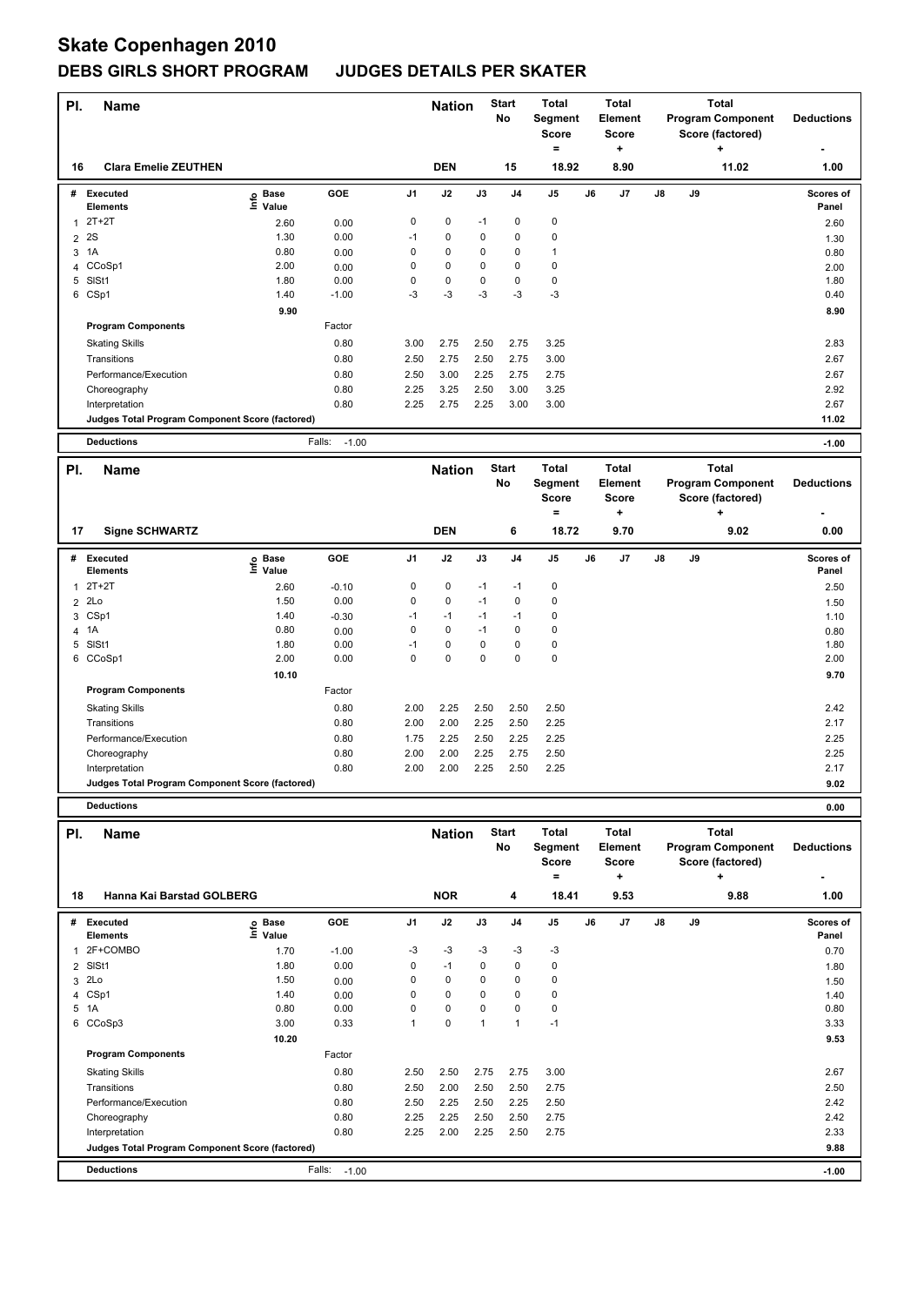# Skate Copenhagen 2010

## DEBS GIRLS SHORT PROGRAM JUDGES DETAILS PER SKATER

| Pl. | Name | Nation | Start No | Total Segment Score = | Total Element Score + | Total Program Component Score (factored) + | Deductions - |
|---|---|---|---|---|---|---|---|
| 16 | Clara Emelie ZEUTHEN | DEN | 15 | 18.92 | 8.90 | 11.02 | 1.00 |

| # | Executed Elements | Info | Base Value | GOE | J1 | J2 | J3 | J4 | J5 | J6 | J7 | J8 | J9 | Scores of Panel |
|---|---|---|---|---|---|---|---|---|---|---|---|---|---|---|
| 1 | 2T+2T | | 2.60 | 0.00 | 0 | 0 | -1 | 0 | 0 | | | | | 2.60 |
| 2 | 2S | | 1.30 | 0.00 | -1 | 0 | 0 | 0 | 0 | | | | | 1.30 |
| 3 | 1A | | 0.80 | 0.00 | 0 | 0 | 0 | 0 | 1 | | | | | 0.80 |
| 4 | CCoSp1 | | 2.00 | 0.00 | 0 | 0 | 0 | 0 | 0 | | | | | 2.00 |
| 5 | SlSt1 | | 1.80 | 0.00 | 0 | 0 | 0 | 0 | 0 | | | | | 1.80 |
| 6 | CSp1 | | 1.40 | -1.00 | -3 | -3 | -3 | -3 | -3 | | | | | 0.40 |
| | | | 9.90 | | | | | | | | | | | 8.90 |
| | **Program Components** | | | Factor | | | | | | | | | | |
| | Skating Skills | | | 0.80 | 3.00 | 2.75 | 2.50 | 2.75 | 3.25 | | | | | 2.83 |
| | Transitions | | | 0.80 | 2.50 | 2.75 | 2.50 | 2.75 | 3.00 | | | | | 2.67 |
| | Performance/Execution | | | 0.80 | 2.50 | 3.00 | 2.25 | 2.75 | 2.75 | | | | | 2.67 |
| | Choreography | | | 0.80 | 2.25 | 3.25 | 2.50 | 3.00 | 3.25 | | | | | 2.92 |
| | Interpretation | | | 0.80 | 2.25 | 2.75 | 2.25 | 3.00 | 3.00 | | | | | 2.67 |
| | Judges Total Program Component Score (factored) | | | | | | | | | | | | | 11.02 |
| | **Deductions** | | | Falls: -1.00 | | | | | | | | | | -1.00 |

| Pl. | Name | Nation | Start No | Total Segment Score = | Total Element Score + | Total Program Component Score (factored) + | Deductions - |
|---|---|---|---|---|---|---|---|
| 17 | Signe SCHWARTZ | DEN | 6 | 18.72 | 9.70 | 9.02 | 0.00 |

| # | Executed Elements | Info | Base Value | GOE | J1 | J2 | J3 | J4 | J5 | J6 | J7 | J8 | J9 | Scores of Panel |
|---|---|---|---|---|---|---|---|---|---|---|---|---|---|---|
| 1 | 2T+2T | | 2.60 | -0.10 | 0 | 0 | -1 | -1 | 0 | | | | | 2.50 |
| 2 | 2Lo | | 1.50 | 0.00 | 0 | 0 | -1 | 0 | 0 | | | | | 1.50 |
| 3 | CSp1 | | 1.40 | -0.30 | -1 | -1 | -1 | -1 | 0 | | | | | 1.10 |
| 4 | 1A | | 0.80 | 0.00 | 0 | 0 | -1 | 0 | 0 | | | | | 0.80 |
| 5 | SlSt1 | | 1.80 | 0.00 | -1 | 0 | 0 | 0 | 0 | | | | | 1.80 |
| 6 | CCoSp1 | | 2.00 | 0.00 | 0 | 0 | 0 | 0 | 0 | | | | | 2.00 |
| | | | 10.10 | | | | | | | | | | | 9.70 |
| | **Program Components** | | | Factor | | | | | | | | | | |
| | Skating Skills | | | 0.80 | 2.00 | 2.25 | 2.50 | 2.50 | 2.50 | | | | | 2.42 |
| | Transitions | | | 0.80 | 2.00 | 2.00 | 2.25 | 2.50 | 2.25 | | | | | 2.17 |
| | Performance/Execution | | | 0.80 | 1.75 | 2.25 | 2.50 | 2.25 | 2.25 | | | | | 2.25 |
| | Choreography | | | 0.80 | 2.00 | 2.00 | 2.25 | 2.75 | 2.50 | | | | | 2.25 |
| | Interpretation | | | 0.80 | 2.00 | 2.00 | 2.25 | 2.50 | 2.25 | | | | | 2.17 |
| | Judges Total Program Component Score (factored) | | | | | | | | | | | | | 9.02 |
| | **Deductions** | | | | | | | | | | | | | 0.00 |

| Pl. | Name | Nation | Start No | Total Segment Score = | Total Element Score + | Total Program Component Score (factored) + | Deductions - |
|---|---|---|---|---|---|---|---|
| 18 | Hanna Kai Barstad GOLBERG | NOR | 4 | 18.41 | 9.53 | 9.88 | 1.00 |

| # | Executed Elements | Info | Base Value | GOE | J1 | J2 | J3 | J4 | J5 | J6 | J7 | J8 | J9 | Scores of Panel |
|---|---|---|---|---|---|---|---|---|---|---|---|---|---|---|
| 1 | 2F+COMBO | | 1.70 | -1.00 | -3 | -3 | -3 | -3 | -3 | | | | | 0.70 |
| 2 | SlSt1 | | 1.80 | 0.00 | 0 | -1 | 0 | 0 | 0 | | | | | 1.80 |
| 3 | 2Lo | | 1.50 | 0.00 | 0 | 0 | 0 | 0 | 0 | | | | | 1.50 |
| 4 | CSp1 | | 1.40 | 0.00 | 0 | 0 | 0 | 0 | 0 | | | | | 1.40 |
| 5 | 1A | | 0.80 | 0.00 | 0 | 0 | 0 | 0 | 0 | | | | | 0.80 |
| 6 | CCoSp3 | | 3.00 | 0.33 | 1 | 0 | 1 | 1 | -1 | | | | | 3.33 |
| | | | 10.20 | | | | | | | | | | | 9.53 |
| | **Program Components** | | | Factor | | | | | | | | | | |
| | Skating Skills | | | 0.80 | 2.50 | 2.50 | 2.75 | 2.75 | 3.00 | | | | | 2.67 |
| | Transitions | | | 0.80 | 2.50 | 2.00 | 2.50 | 2.50 | 2.75 | | | | | 2.50 |
| | Performance/Execution | | | 0.80 | 2.50 | 2.25 | 2.50 | 2.25 | 2.50 | | | | | 2.42 |
| | Choreography | | | 0.80 | 2.25 | 2.25 | 2.50 | 2.50 | 2.75 | | | | | 2.42 |
| | Interpretation | | | 0.80 | 2.25 | 2.00 | 2.25 | 2.50 | 2.75 | | | | | 2.33 |
| | Judges Total Program Component Score (factored) | | | | | | | | | | | | | 9.88 |
| | **Deductions** | | | Falls: -1.00 | | | | | | | | | | -1.00 |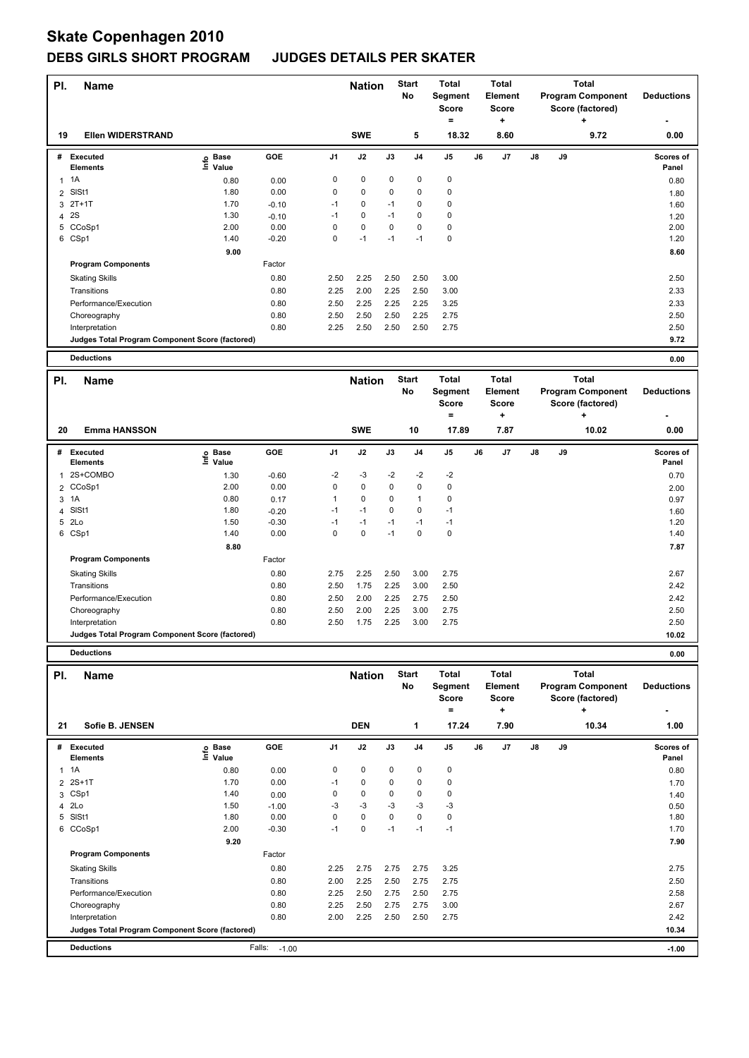# Skate Copenhagen 2010

## DEBS GIRLS SHORT PROGRAM JUDGES DETAILS PER SKATER

| Pl. | Name | Nation | Start No | Total Segment Score = | Total Element Score + | Total Program Component Score (factored) + | Deductions - |
|---|---|---|---|---|---|---|---|
| 19 | Ellen WIDERSTRAND | SWE | 5 | 18.32 | 8.60 | 9.72 | 0.00 |

| # | Executed Elements | Info | Base Value | GOE | J1 | J2 | J3 | J4 | J5 | J6 | J7 | J8 | J9 | Scores of Panel |
|---|---|---|---|---|---|---|---|---|---|---|---|---|---|---|
| 1 | 1A | | 0.80 | 0.00 | 0 | 0 | 0 | 0 | 0 | | | | | 0.80 |
| 2 | SlSt1 | | 1.80 | 0.00 | 0 | 0 | 0 | 0 | 0 | | | | | 1.80 |
| 3 | 2T+1T | | 1.70 | -0.10 | -1 | 0 | -1 | 0 | 0 | | | | | 1.60 |
| 4 | 2S | | 1.30 | -0.10 | -1 | 0 | -1 | 0 | 0 | | | | | 1.20 |
| 5 | CCoSp1 | | 2.00 | 0.00 | 0 | 0 | 0 | 0 | 0 | | | | | 2.00 |
| 6 | CSp1 | | 1.40 | -0.20 | 0 | -1 | -1 | -1 | 0 | | | | | 1.20 |
| | | | 9.00 | | | | | | | | | | | 8.60 |
| | **Program Components** | | | Factor | | | | | | | | | | |
| | Skating Skills | | | 0.80 | 2.50 | 2.25 | 2.50 | 2.50 | 3.00 | | | | | 2.50 |
| | Transitions | | | 0.80 | 2.25 | 2.00 | 2.25 | 2.50 | 3.00 | | | | | 2.33 |
| | Performance/Execution | | | 0.80 | 2.50 | 2.25 | 2.25 | 2.25 | 3.25 | | | | | 2.33 |
| | Choreography | | | 0.80 | 2.50 | 2.50 | 2.50 | 2.25 | 2.75 | | | | | 2.50 |
| | Interpretation | | | 0.80 | 2.25 | 2.50 | 2.50 | 2.50 | 2.75 | | | | | 2.50 |
| | Judges Total Program Component Score (factored) | | | | | | | | | | | | | 9.72 |
| | **Deductions** | | | | | | | | | | | | | 0.00 |

| Pl. | Name | Nation | Start No | Total Segment Score = | Total Element Score + | Total Program Component Score (factored) + | Deductions - |
|---|---|---|---|---|---|---|---|
| 20 | Emma HANSSON | SWE | 10 | 17.89 | 7.87 | 10.02 | 0.00 |

| # | Executed Elements | Info | Base Value | GOE | J1 | J2 | J3 | J4 | J5 | J6 | J7 | J8 | J9 | Scores of Panel |
|---|---|---|---|---|---|---|---|---|---|---|---|---|---|---|
| 1 | 2S+COMBO | | 1.30 | -0.60 | -2 | -3 | -2 | -2 | -2 | | | | | 0.70 |
| 2 | CCoSp1 | | 2.00 | 0.00 | 0 | 0 | 0 | 0 | 0 | | | | | 2.00 |
| 3 | 1A | | 0.80 | 0.17 | 1 | 0 | 0 | 1 | 0 | | | | | 0.97 |
| 4 | SlSt1 | | 1.80 | -0.20 | -1 | -1 | 0 | 0 | -1 | | | | | 1.60 |
| 5 | 2Lo | | 1.50 | -0.30 | -1 | -1 | -1 | -1 | -1 | | | | | 1.20 |
| 6 | CSp1 | | 1.40 | 0.00 | 0 | 0 | -1 | 0 | 0 | | | | | 1.40 |
| | | | 8.80 | | | | | | | | | | | 7.87 |
| | **Program Components** | | | Factor | | | | | | | | | | |
| | Skating Skills | | | 0.80 | 2.75 | 2.25 | 2.50 | 3.00 | 2.75 | | | | | 2.67 |
| | Transitions | | | 0.80 | 2.50 | 1.75 | 2.25 | 3.00 | 2.50 | | | | | 2.42 |
| | Performance/Execution | | | 0.80 | 2.50 | 2.00 | 2.25 | 2.75 | 2.50 | | | | | 2.42 |
| | Choreography | | | 0.80 | 2.50 | 2.00 | 2.25 | 3.00 | 2.75 | | | | | 2.50 |
| | Interpretation | | | 0.80 | 2.50 | 1.75 | 2.25 | 3.00 | 2.75 | | | | | 2.50 |
| | Judges Total Program Component Score (factored) | | | | | | | | | | | | | 10.02 |
| | **Deductions** | | | | | | | | | | | | | 0.00 |

| Pl. | Name | Nation | Start No | Total Segment Score = | Total Element Score + | Total Program Component Score (factored) + | Deductions - |
|---|---|---|---|---|---|---|---|
| 21 | Sofie B. JENSEN | DEN | 1 | 17.24 | 7.90 | 10.34 | 1.00 |

| # | Executed Elements | Info | Base Value | GOE | J1 | J2 | J3 | J4 | J5 | J6 | J7 | J8 | J9 | Scores of Panel |
|---|---|---|---|---|---|---|---|---|---|---|---|---|---|---|
| 1 | 1A | | 0.80 | 0.00 | 0 | 0 | 0 | 0 | 0 | | | | | 0.80 |
| 2 | 2S+1T | | 1.70 | 0.00 | -1 | 0 | 0 | 0 | 0 | | | | | 1.70 |
| 3 | CSp1 | | 1.40 | 0.00 | 0 | 0 | 0 | 0 | 0 | | | | | 1.40 |
| 4 | 2Lo | | 1.50 | -1.00 | -3 | -3 | -3 | -3 | -3 | | | | | 0.50 |
| 5 | SlSt1 | | 1.80 | 0.00 | 0 | 0 | 0 | 0 | 0 | | | | | 1.80 |
| 6 | CCoSp1 | | 2.00 | -0.30 | -1 | 0 | -1 | -1 | -1 | | | | | 1.70 |
| | | | 9.20 | | | | | | | | | | | 7.90 |
| | **Program Components** | | | Factor | | | | | | | | | | |
| | Skating Skills | | | 0.80 | 2.25 | 2.75 | 2.75 | 2.75 | 3.25 | | | | | 2.75 |
| | Transitions | | | 0.80 | 2.00 | 2.25 | 2.50 | 2.75 | 2.75 | | | | | 2.50 |
| | Performance/Execution | | | 0.80 | 2.25 | 2.50 | 2.75 | 2.50 | 2.75 | | | | | 2.58 |
| | Choreography | | | 0.80 | 2.25 | 2.50 | 2.75 | 2.75 | 3.00 | | | | | 2.67 |
| | Interpretation | | | 0.80 | 2.00 | 2.25 | 2.50 | 2.50 | 2.75 | | | | | 2.42 |
| | Judges Total Program Component Score (factored) | | | | | | | | | | | | | 10.34 |
| | **Deductions** | | | Falls: -1.00 | | | | | | | | | | -1.00 |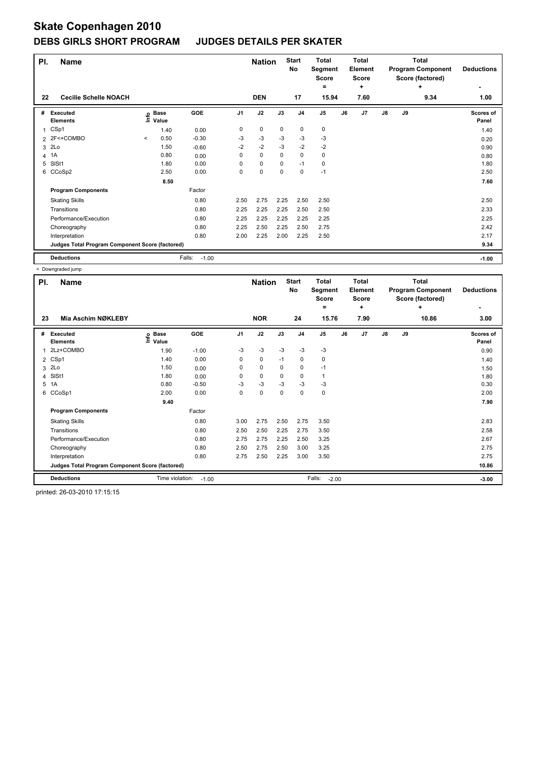# Skate Copenhagen 2010

## DEBS GIRLS SHORT PROGRAM JUDGES DETAILS PER SKATER

| Pl. | Name | Nation | Start No | Total Segment Score = | Total Element Score + | Total Program Component Score (factored) + | Deductions - |
|---|---|---|---|---|---|---|---|
| 22 | Cecilie Schelle NOACH | DEN | 17 | 15.94 | 7.60 | 9.34 | 1.00 |

| # | Executed Elements | Info | Base Value | GOE | J1 | J2 | J3 | J4 | J5 | J6 | J7 | J8 | J9 | Scores of Panel |
|---|---|---|---|---|---|---|---|---|---|---|---|---|---|---|
| 1 | CSp1 | | 1.40 | 0.00 | 0 | 0 | 0 | 0 | 0 | | | | | 1.40 |
| 2 | 2F<+COMBO | < | 0.50 | -0.30 | -3 | -3 | -3 | -3 | -3 | | | | | 0.20 |
| 3 | 2Lo | | 1.50 | -0.60 | -2 | -2 | -3 | -2 | -2 | | | | | 0.90 |
| 4 | 1A | | 0.80 | 0.00 | 0 | 0 | 0 | 0 | 0 | | | | | 0.80 |
| 5 | SlSt1 | | 1.80 | 0.00 | 0 | 0 | 0 | -1 | 0 | | | | | 1.80 |
| 6 | CCoSp2 | | 2.50 | 0.00 | 0 | 0 | 0 | 0 | -1 | | | | | 2.50 |
| | | | 8.50 | | | | | | | | | | | 7.60 |
| | **Program Components** | | | Factor | | | | | | | | | | |
| | Skating Skills | | | 0.80 | 2.50 | 2.75 | 2.25 | 2.50 | 2.50 | | | | | 2.50 |
| | Transitions | | | 0.80 | 2.25 | 2.25 | 2.25 | 2.50 | 2.50 | | | | | 2.33 |
| | Performance/Execution | | | 0.80 | 2.25 | 2.25 | 2.25 | 2.25 | 2.25 | | | | | 2.25 |
| | Choreography | | | 0.80 | 2.25 | 2.50 | 2.25 | 2.50 | 2.75 | | | | | 2.42 |
| | Interpretation | | | 0.80 | 2.00 | 2.25 | 2.00 | 2.25 | 2.50 | | | | | 2.17 |
| | **Judges Total Program Component Score (factored)** | | | | | | | | | | | | | 9.34 |
| | **Deductions** | | | Falls: -1.00 | | | | | | | | | | -1.00 |

< Downgraded jump

| Pl. | Name | Nation | Start No | Total Segment Score = | Total Element Score + | Total Program Component Score (factored) + | Deductions - |
|---|---|---|---|---|---|---|---|
| 23 | Mia Aschim NØKLEBY | NOR | 24 | 15.76 | 7.90 | 10.86 | 3.00 |

| # | Executed Elements | Info | Base Value | GOE | J1 | J2 | J3 | J4 | J5 | J6 | J7 | J8 | J9 | Scores of Panel |
|---|---|---|---|---|---|---|---|---|---|---|---|---|---|---|
| 1 | 2Lz+COMBO | | 1.90 | -1.00 | -3 | -3 | -3 | -3 | -3 | | | | | 0.90 |
| 2 | CSp1 | | 1.40 | 0.00 | 0 | 0 | -1 | 0 | 0 | | | | | 1.40 |
| 3 | 2Lo | | 1.50 | 0.00 | 0 | 0 | 0 | 0 | -1 | | | | | 1.50 |
| 4 | SlSt1 | | 1.80 | 0.00 | 0 | 0 | 0 | 0 | 1 | | | | | 1.80 |
| 5 | 1A | | 0.80 | -0.50 | -3 | -3 | -3 | -3 | -3 | | | | | 0.30 |
| 6 | CCoSp1 | | 2.00 | 0.00 | 0 | 0 | 0 | 0 | 0 | | | | | 2.00 |
| | | | 9.40 | | | | | | | | | | | 7.90 |
| | **Program Components** | | | Factor | | | | | | | | | | |
| | Skating Skills | | | 0.80 | 3.00 | 2.75 | 2.50 | 2.75 | 3.50 | | | | | 2.83 |
| | Transitions | | | 0.80 | 2.50 | 2.50 | 2.25 | 2.75 | 3.50 | | | | | 2.58 |
| | Performance/Execution | | | 0.80 | 2.75 | 2.75 | 2.25 | 2.50 | 3.25 | | | | | 2.67 |
| | Choreography | | | 0.80 | 2.50 | 2.75 | 2.50 | 3.00 | 3.25 | | | | | 2.75 |
| | Interpretation | | | 0.80 | 2.75 | 2.50 | 2.25 | 3.00 | 3.50 | | | | | 2.75 |
| | **Judges Total Program Component Score (factored)** | | | | | | | | | | | | | 10.86 |
| | **Deductions** | | | Time violation: -1.00 | | | | | Falls: -2.00 | | | | | -3.00 |

printed: 26-03-2010 17:15:15